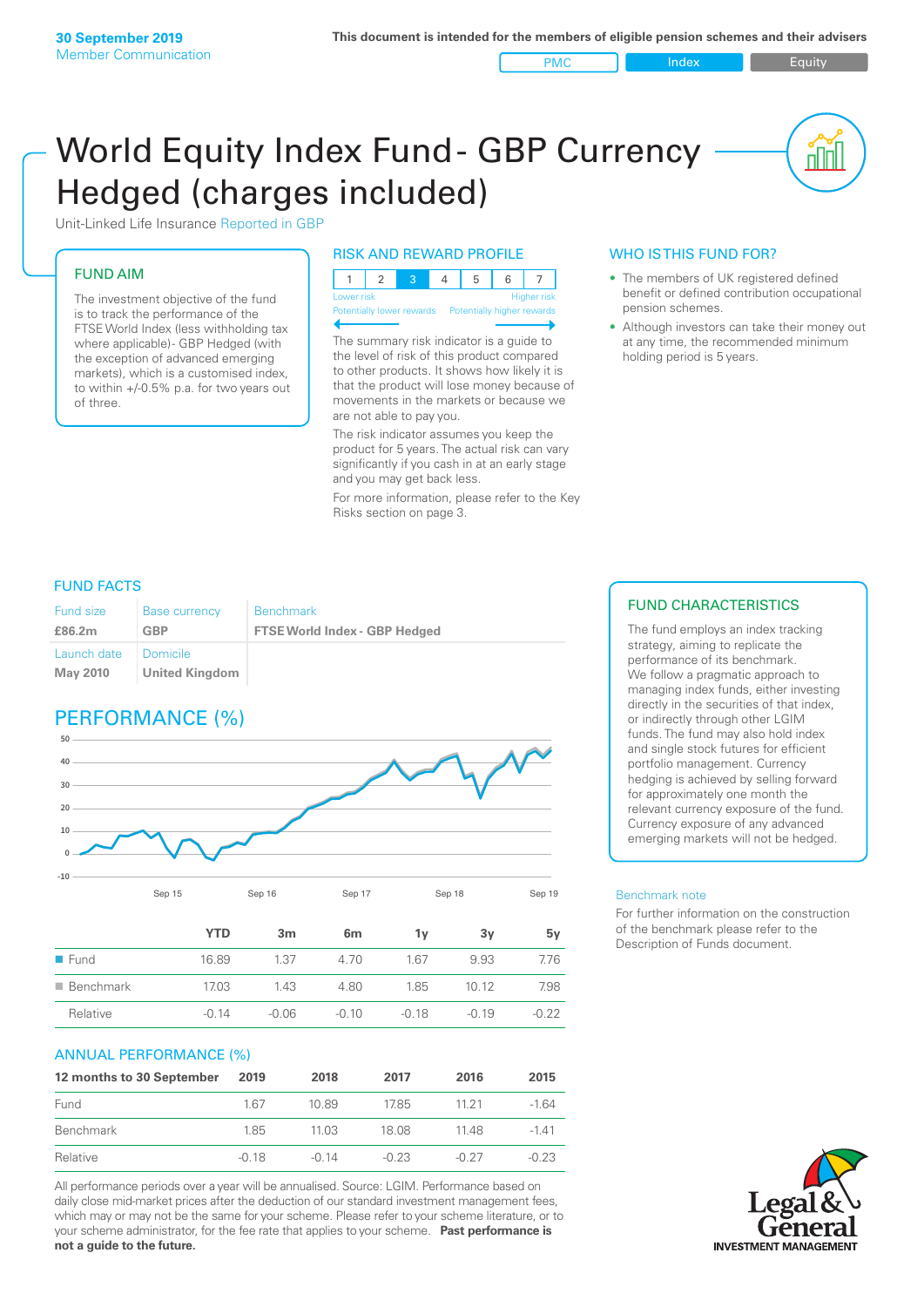30 September 2019
Member Communication

This document is intended for the members of eligible pension schemes and their advisers

PMC | Index | Equity

# World Equity Index Fund - GBP Currency Hedged (charges included)

Unit-Linked Life Insurance Reported in GBP

## FUND AIM

The investment objective of the fund is to track the performance of the FTSE World Index (less withholding tax where applicable)- GBP Hedged (with the exception of advanced emerging markets), which is a customised index, to within +/-0.5% p.a. for two years out of three.

## RISK AND REWARD PROFILE

| 1 | 2 | 3 | 4 | 5 | 6 | 7 |
|---|---|---|---|---|---|---|

Lower risk — Potentially lower rewards | Higher risk — Potentially higher rewards

The summary risk indicator is a guide to the level of risk of this product compared to other products. It shows how likely it is that the product will lose money because of movements in the markets or because we are not able to pay you.

The risk indicator assumes you keep the product for 5 years. The actual risk can vary significantly if you cash in at an early stage and you may get back less.

For more information, please refer to the Key Risks section on page 3.

## WHO IS THIS FUND FOR?

- The members of UK registered defined benefit or defined contribution occupational pension schemes.
- Although investors can take their money out at any time, the recommended minimum holding period is 5 years.

## FUND FACTS

| Fund size | Base currency | Benchmark |
|---|---|---|
| £86.2m | GBP | FTSE World Index - GBP Hedged |
| Launch date | Domicile | |
| May 2010 | United Kingdom | |

## FUND CHARACTERISTICS

The fund employs an index tracking strategy, aiming to replicate the performance of its benchmark.
We follow a pragmatic approach to managing index funds, either investing directly in the securities of that index, or indirectly through other LGIM funds. The fund may also hold index and single stock futures for efficient portfolio management. Currency hedging is achieved by selling forward for approximately one month the relevant currency exposure of the fund. Currency exposure of any advanced emerging markets will not be hedged.

## PERFORMANCE (%)

| | YTD | 3m | 6m | 1y | 3y | 5y |
|---|---|---|---|---|---|---|
| Fund | 16.89 | 1.37 | 4.70 | 1.67 | 9.93 | 7.76 |
| Benchmark | 17.03 | 1.43 | 4.80 | 1.85 | 10.12 | 7.98 |
| Relative | -0.14 | -0.06 | -0.10 | -0.18 | -0.19 | -0.22 |

## ANNUAL PERFORMANCE (%)

| 12 months to 30 September | 2019 | 2018 | 2017 | 2016 | 2015 |
|---|---|---|---|---|---|
| Fund | 1.67 | 10.89 | 17.85 | 11.21 | -1.64 |
| Benchmark | 1.85 | 11.03 | 18.08 | 11.48 | -1.41 |
| Relative | -0.18 | -0.14 | -0.23 | -0.27 | -0.23 |

All performance periods over a year will be annualised. Source: LGIM. Performance based on daily close mid-market prices after the deduction of our standard investment management fees, which may or may not be the same for your scheme. Please refer to your scheme literature, or to your scheme administrator, for the fee rate that applies to your scheme. **Past performance is not a guide to the future.**

Benchmark note

For further information on the construction of the benchmark please refer to the Description of Funds document.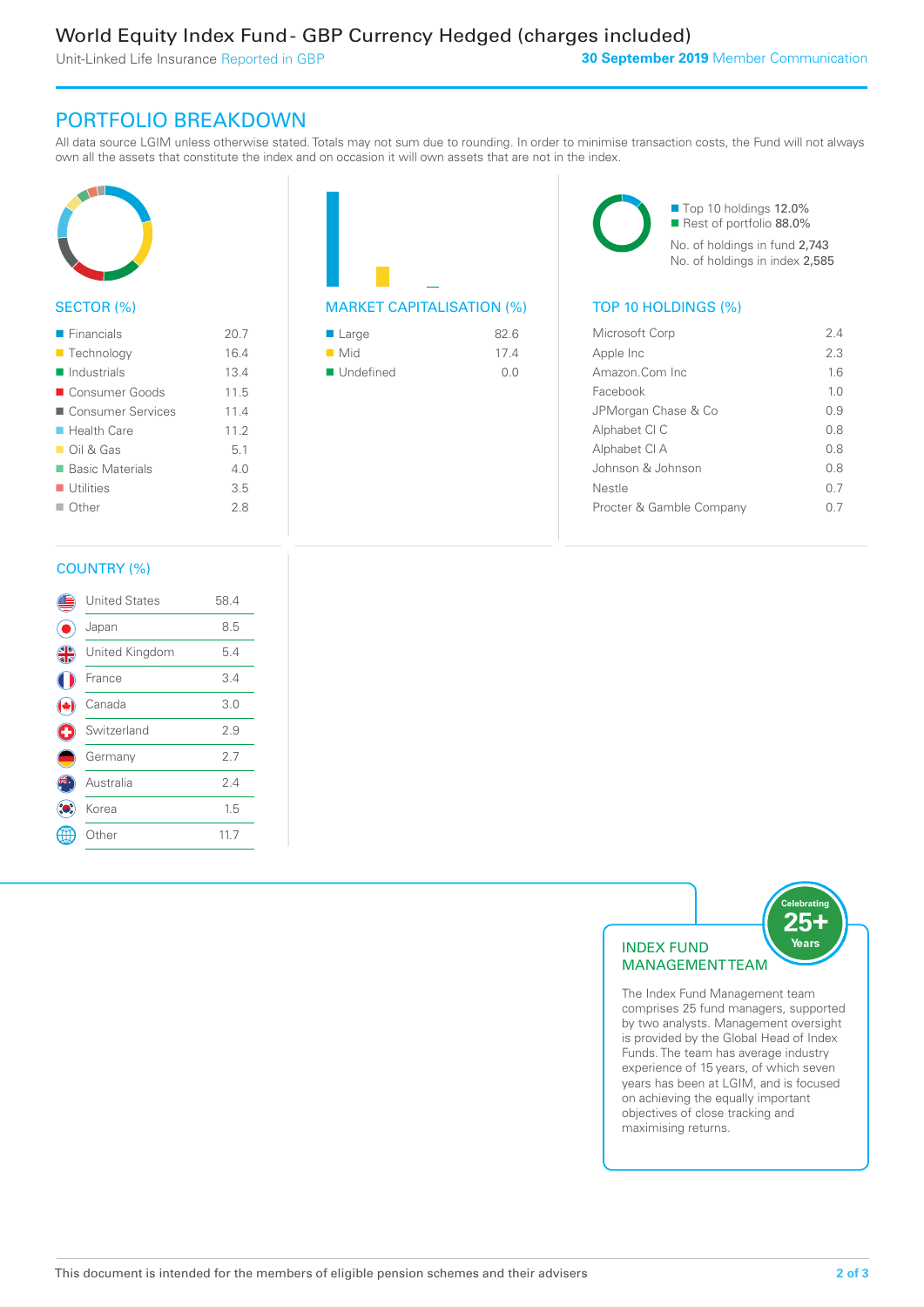# World Equity Index Fund - GBP Currency Hedged (charges included)

Unit-Linked Life Insurance Reported in GBP

**30 September 2019** Member Communication

## PORTFOLIO BREAKDOWN

All data source LGIM unless otherwise stated. Totals may not sum due to rounding. In order to minimise transaction costs, the Fund will not always own all the assets that constitute the index and on occasion it will own assets that are not in the index.

### SECTOR (%)

| Sector | % |
|---|---|
| Financials | 20.7 |
| Technology | 16.4 |
| Industrials | 13.4 |
| Consumer Goods | 11.5 |
| Consumer Services | 11.4 |
| Health Care | 11.2 |
| Oil & Gas | 5.1 |
| Basic Materials | 4.0 |
| Utilities | 3.5 |
| Other | 2.8 |

### MARKET CAPITALISATION (%)

| Market Cap | % |
|---|---|
| Large | 82.6 |
| Mid | 17.4 |
| Undefined | 0.0 |

- Top 10 holdings 12.0%
- Rest of portfolio 88.0%

No. of holdings in fund 2,743
No. of holdings in index 2,585

### TOP 10 HOLDINGS (%)

| Holding | % |
|---|---|
| Microsoft Corp | 2.4 |
| Apple Inc | 2.3 |
| Amazon.Com Inc | 1.6 |
| Facebook | 1.0 |
| JPMorgan Chase & Co | 0.9 |
| Alphabet Cl C | 0.8 |
| Alphabet Cl A | 0.8 |
| Johnson & Johnson | 0.8 |
| Nestle | 0.7 |
| Procter & Gamble Company | 0.7 |

### COUNTRY (%)

| Country | % |
|---|---|
| United States | 58.4 |
| Japan | 8.5 |
| United Kingdom | 5.4 |
| France | 3.4 |
| Canada | 3.0 |
| Switzerland | 2.9 |
| Germany | 2.7 |
| Australia | 2.4 |
| Korea | 1.5 |
| Other | 11.7 |

### INDEX FUND MANAGEMENT TEAM

Celebrating 25+ Years

The Index Fund Management team comprises 25 fund managers, supported by two analysts. Management oversight is provided by the Global Head of Index Funds. The team has average industry experience of 15 years, of which seven years has been at LGIM, and is focused on achieving the equally important objectives of close tracking and maximising returns.

This document is intended for the members of eligible pension schemes and their advisers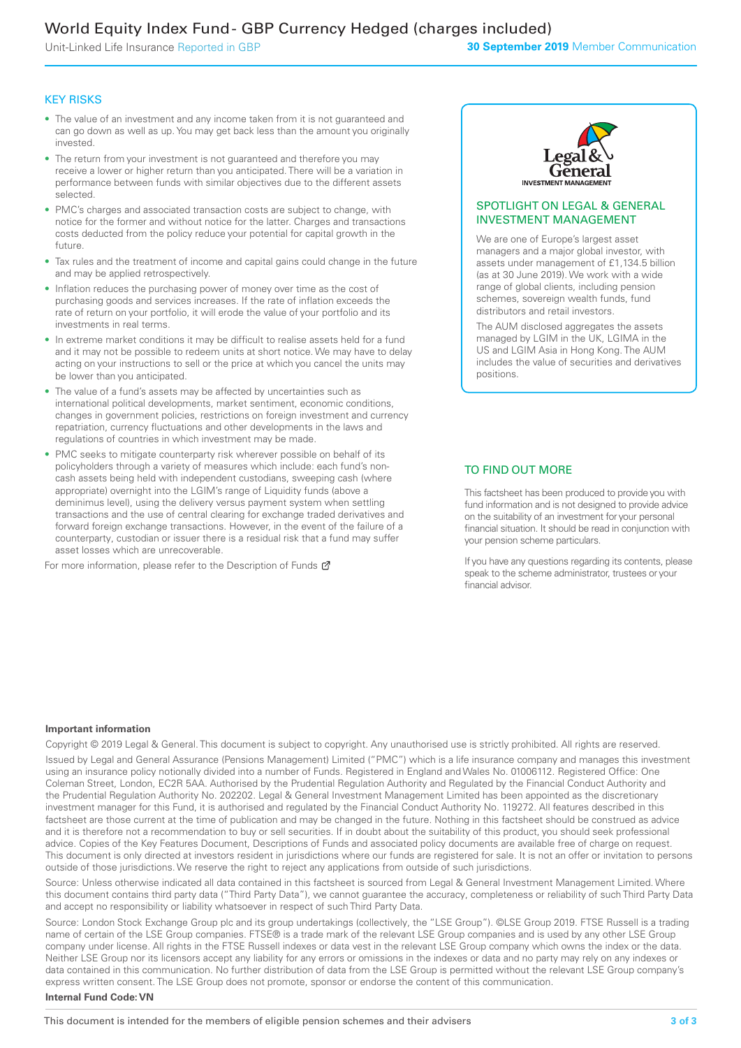## KEY RISKS

- The value of an investment and any income taken from it is not guaranteed and can go down as well as up. You may get back less than the amount you originally invested.
- The return from your investment is not guaranteed and therefore you may receive a lower or higher return than you anticipated. There will be a variation in performance between funds with similar objectives due to the different assets selected.
- PMC's charges and associated transaction costs are subject to change, with notice for the former and without notice for the latter. Charges and transactions costs deducted from the policy reduce your potential for capital growth in the future.
- Tax rules and the treatment of income and capital gains could change in the future and may be applied retrospectively.
- Inflation reduces the purchasing power of money over time as the cost of purchasing goods and services increases. If the rate of inflation exceeds the rate of return on your portfolio, it will erode the value of your portfolio and its investments in real terms.
- In extreme market conditions it may be difficult to realise assets held for a fund and it may not be possible to redeem units at short notice. We may have to delay acting on your instructions to sell or the price at which you cancel the units may be lower than you anticipated.
- The value of a fund's assets may be affected by uncertainties such as international political developments, market sentiment, economic conditions, changes in government policies, restrictions on foreign investment and currency repatriation, currency fluctuations and other developments in the laws and regulations of countries in which investment may be made.
- PMC seeks to mitigate counterparty risk wherever possible on behalf of its policyholders through a variety of measures which include: each fund's non-cash assets being held with independent custodians, sweeping cash (where appropriate) overnight into the LGIM's range of Liquidity funds (above a deminimus level), using the delivery versus payment system when settling transactions and the use of central clearing for exchange traded derivatives and forward foreign exchange transactions. However, in the event of the failure of a counterparty, custodian or issuer there is a residual risk that a fund may suffer asset losses which are unrecoverable.

For more information, please refer to the Description of Funds

## SPOTLIGHT ON LEGAL & GENERAL INVESTMENT MANAGEMENT

We are one of Europe's largest asset managers and a major global investor, with assets under management of £1,134.5 billion (as at 30 June 2019). We work with a wide range of global clients, including pension schemes, sovereign wealth funds, fund distributors and retail investors.

The AUM disclosed aggregates the assets managed by LGIM in the UK, LGIMA in the US and LGIM Asia in Hong Kong. The AUM includes the value of securities and derivatives positions.

## TO FIND OUT MORE

This factsheet has been produced to provide you with fund information and is not designed to provide advice on the suitability of an investment for your personal financial situation. It should be read in conjunction with your pension scheme particulars.

If you have any questions regarding its contents, please speak to the scheme administrator, trustees or your financial advisor.

**Important information**

Copyright © 2019 Legal & General. This document is subject to copyright. Any unauthorised use is strictly prohibited. All rights are reserved.

Issued by Legal and General Assurance (Pensions Management) Limited ("PMC") which is a life insurance company and manages this investment using an insurance policy notionally divided into a number of Funds. Registered in England and Wales No. 01006112. Registered Office: One Coleman Street, London, EC2R 5AA. Authorised by the Prudential Regulation Authority and Regulated by the Financial Conduct Authority and the Prudential Regulation Authority No. 202202. Legal & General Investment Management Limited has been appointed as the discretionary investment manager for this Fund, it is authorised and regulated by the Financial Conduct Authority No. 119272. All features described in this factsheet are those current at the time of publication and may be changed in the future. Nothing in this factsheet should be construed as advice and it is therefore not a recommendation to buy or sell securities. If in doubt about the suitability of this product, you should seek professional advice. Copies of the Key Features Document, Descriptions of Funds and associated policy documents are available free of charge on request. This document is only directed at investors resident in jurisdictions where our funds are registered for sale. It is not an offer or invitation to persons outside of those jurisdictions. We reserve the right to reject any applications from outside of such jurisdictions.

Source: Unless otherwise indicated all data contained in this factsheet is sourced from Legal & General Investment Management Limited. Where this document contains third party data ("Third Party Data"), we cannot guarantee the accuracy, completeness or reliability of such Third Party Data and accept no responsibility or liability whatsoever in respect of such Third Party Data.

Source: London Stock Exchange Group plc and its group undertakings (collectively, the "LSE Group"). ©LSE Group 2019. FTSE Russell is a trading name of certain of the LSE Group companies. FTSE® is a trade mark of the relevant LSE Group companies and is used by any other LSE Group company under license. All rights in the FTSE Russell indexes or data vest in the relevant LSE Group company which owns the index or the data. Neither LSE Group nor its licensors accept any liability for any errors or omissions in the indexes or data and no party may rely on any indexes or data contained in this communication. No further distribution of data from the LSE Group is permitted without the relevant LSE Group company's express written consent. The LSE Group does not promote, sponsor or endorse the content of this communication.

**Internal Fund Code: VN**

This document is intended for the members of eligible pension schemes and their advisers